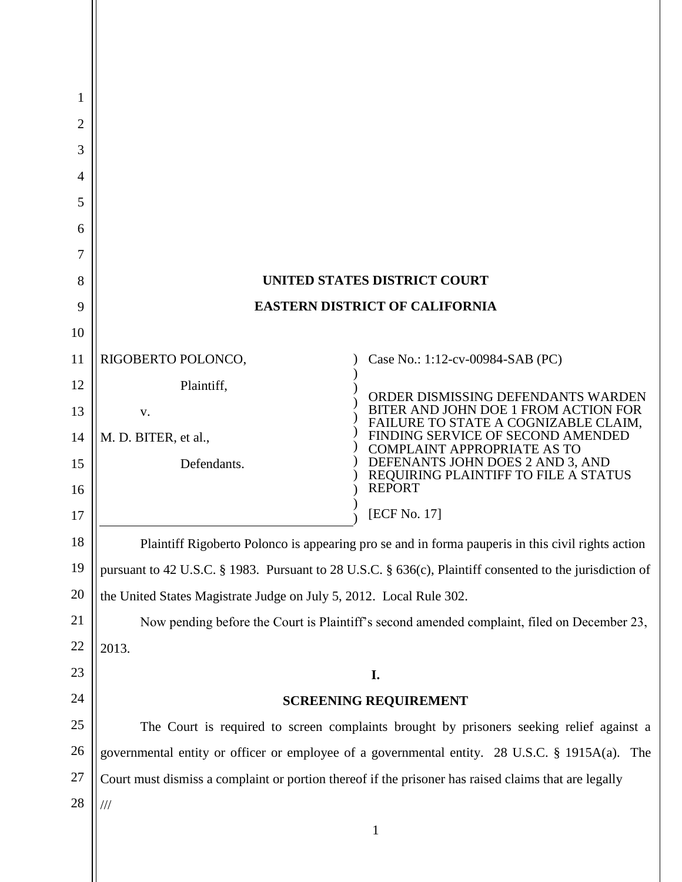# UNITED STATES DISTRICT COURT

# EASTERN DISTRICT OF CALIFORNIA

| | |
|---|---|
| RIGOBERTO POLONCO, Plaintiff, v. M. D. BITER, et al., Defendants. | Case No.: 1:12-cv-00984-SAB (PC) ORDER DISMISSING DEFENDANTS WARDEN BITER AND JOHN DOE 1 FROM ACTION FOR FAILURE TO STATE A COGNIZABLE CLAIM, FINDING SERVICE OF SECOND AMENDED COMPLAINT APPROPRIATE AS TO DEFENANTS JOHN DOES 2 AND 3, AND REQUIRING PLAINTIFF TO FILE A STATUS REPORT [ECF No. 17] |

Plaintiff Rigoberto Polonco is appearing pro se and in forma pauperis in this civil rights action pursuant to 42 U.S.C. § 1983. Pursuant to 28 U.S.C. § 636(c), Plaintiff consented to the jurisdiction of the United States Magistrate Judge on July 5, 2012. Local Rule 302.

Now pending before the Court is Plaintiff's second amended complaint, filed on December 23, 2013.

## I.

## SCREENING REQUIREMENT

The Court is required to screen complaints brought by prisoners seeking relief against a governmental entity or officer or employee of a governmental entity. 28 U.S.C. § 1915A(a). The Court must dismiss a complaint or portion thereof if the prisoner has raised claims that are legally

///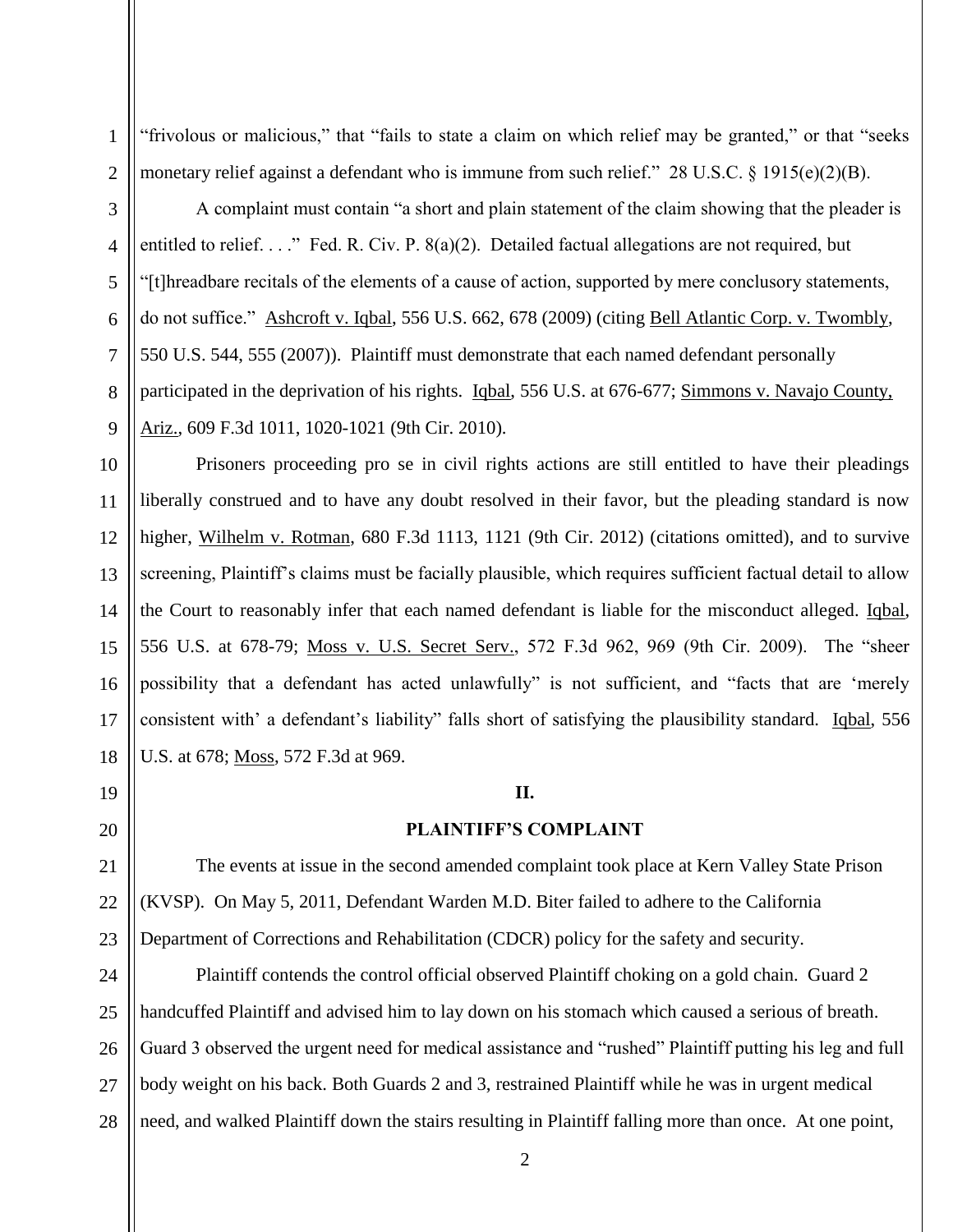"frivolous or malicious," that "fails to state a claim on which relief may be granted," or that "seeks monetary relief against a defendant who is immune from such relief." 28 U.S.C. § 1915(e)(2)(B).

A complaint must contain "a short and plain statement of the claim showing that the pleader is entitled to relief. . . ." Fed. R. Civ. P. 8(a)(2). Detailed factual allegations are not required, but "[t]hreadbare recitals of the elements of a cause of action, supported by mere conclusory statements, do not suffice." Ashcroft v. Iqbal, 556 U.S. 662, 678 (2009) (citing Bell Atlantic Corp. v. Twombly, 550 U.S. 544, 555 (2007)). Plaintiff must demonstrate that each named defendant personally participated in the deprivation of his rights. Iqbal, 556 U.S. at 676-677; Simmons v. Navajo County, Ariz., 609 F.3d 1011, 1020-1021 (9th Cir. 2010).

Prisoners proceeding pro se in civil rights actions are still entitled to have their pleadings liberally construed and to have any doubt resolved in their favor, but the pleading standard is now higher, Wilhelm v. Rotman, 680 F.3d 1113, 1121 (9th Cir. 2012) (citations omitted), and to survive screening, Plaintiff's claims must be facially plausible, which requires sufficient factual detail to allow the Court to reasonably infer that each named defendant is liable for the misconduct alleged. Iqbal, 556 U.S. at 678-79; Moss v. U.S. Secret Serv., 572 F.3d 962, 969 (9th Cir. 2009). The "sheer possibility that a defendant has acted unlawfully" is not sufficient, and "facts that are 'merely consistent with' a defendant's liability" falls short of satisfying the plausibility standard. Iqbal, 556 U.S. at 678; Moss, 572 F.3d at 969.

## II.

## PLAINTIFF'S COMPLAINT

The events at issue in the second amended complaint took place at Kern Valley State Prison (KVSP). On May 5, 2011, Defendant Warden M.D. Biter failed to adhere to the California Department of Corrections and Rehabilitation (CDCR) policy for the safety and security.

Plaintiff contends the control official observed Plaintiff choking on a gold chain. Guard 2 handcuffed Plaintiff and advised him to lay down on his stomach which caused a serious of breath. Guard 3 observed the urgent need for medical assistance and "rushed" Plaintiff putting his leg and full body weight on his back. Both Guards 2 and 3, restrained Plaintiff while he was in urgent medical need, and walked Plaintiff down the stairs resulting in Plaintiff falling more than once. At one point,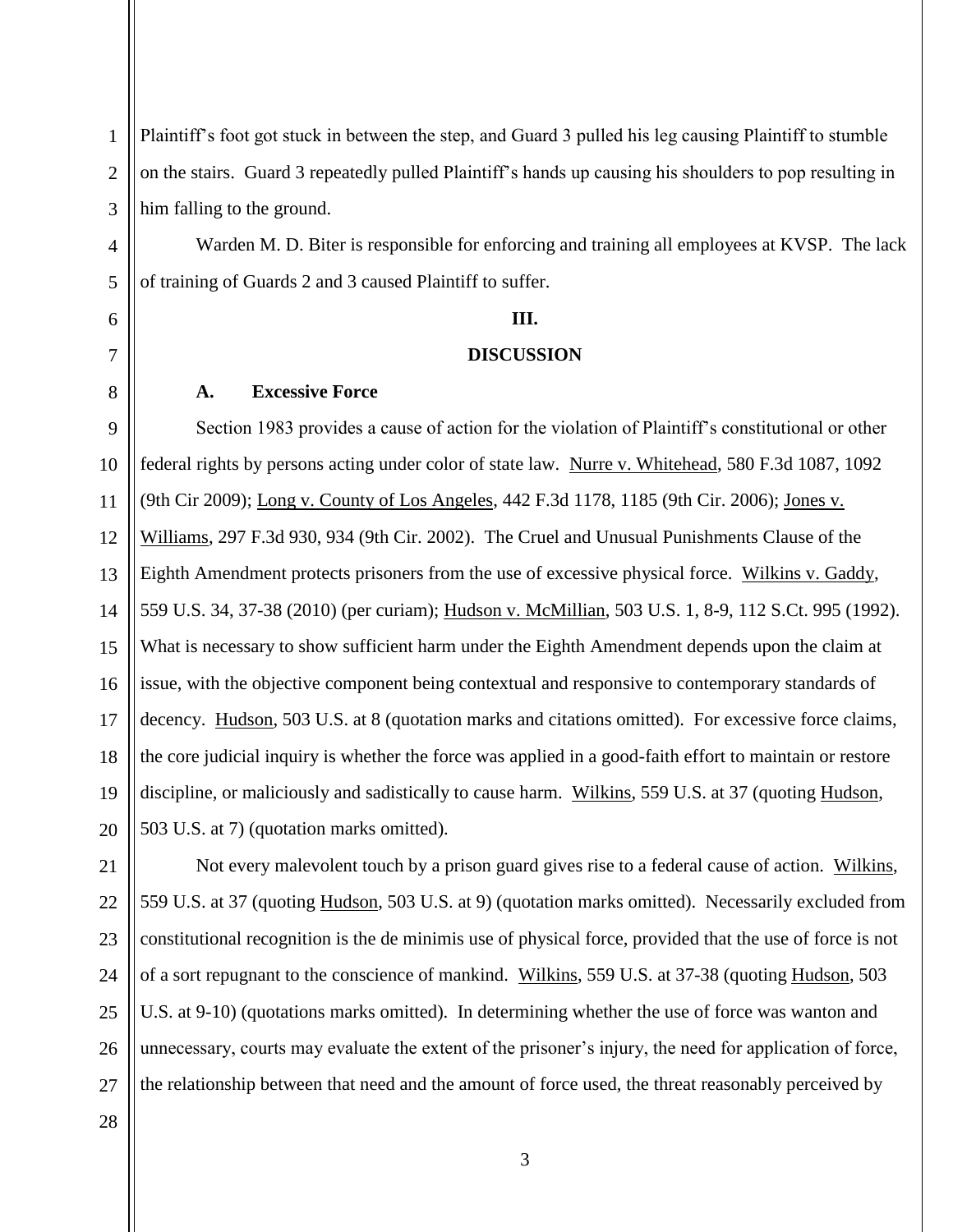Plaintiff's foot got stuck in between the step, and Guard 3 pulled his leg causing Plaintiff to stumble on the stairs. Guard 3 repeatedly pulled Plaintiff's hands up causing his shoulders to pop resulting in him falling to the ground.

Warden M. D. Biter is responsible for enforcing and training all employees at KVSP. The lack of training of Guards 2 and 3 caused Plaintiff to suffer.

## III.

## DISCUSSION

### A. Excessive Force

Section 1983 provides a cause of action for the violation of Plaintiff's constitutional or other federal rights by persons acting under color of state law. Nurre v. Whitehead, 580 F.3d 1087, 1092 (9th Cir 2009); Long v. County of Los Angeles, 442 F.3d 1178, 1185 (9th Cir. 2006); Jones v. Williams, 297 F.3d 930, 934 (9th Cir. 2002). The Cruel and Unusual Punishments Clause of the Eighth Amendment protects prisoners from the use of excessive physical force. Wilkins v. Gaddy, 559 U.S. 34, 37-38 (2010) (per curiam); Hudson v. McMillian, 503 U.S. 1, 8-9, 112 S.Ct. 995 (1992). What is necessary to show sufficient harm under the Eighth Amendment depends upon the claim at issue, with the objective component being contextual and responsive to contemporary standards of decency. Hudson, 503 U.S. at 8 (quotation marks and citations omitted). For excessive force claims, the core judicial inquiry is whether the force was applied in a good-faith effort to maintain or restore discipline, or maliciously and sadistically to cause harm. Wilkins, 559 U.S. at 37 (quoting Hudson, 503 U.S. at 7) (quotation marks omitted).

Not every malevolent touch by a prison guard gives rise to a federal cause of action. Wilkins, 559 U.S. at 37 (quoting Hudson, 503 U.S. at 9) (quotation marks omitted). Necessarily excluded from constitutional recognition is the de minimis use of physical force, provided that the use of force is not of a sort repugnant to the conscience of mankind. Wilkins, 559 U.S. at 37-38 (quoting Hudson, 503 U.S. at 9-10) (quotations marks omitted). In determining whether the use of force was wanton and unnecessary, courts may evaluate the extent of the prisoner's injury, the need for application of force, the relationship between that need and the amount of force used, the threat reasonably perceived by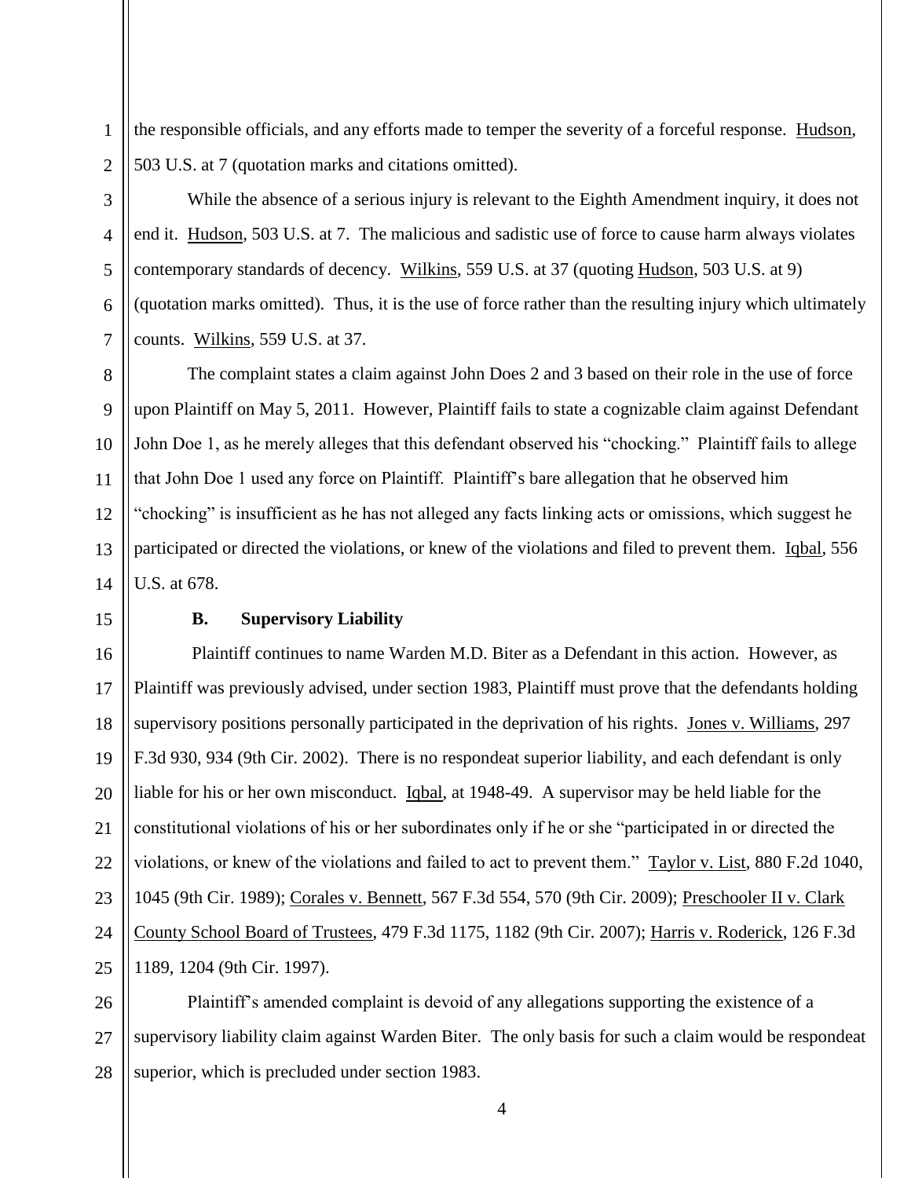the responsible officials, and any efforts made to temper the severity of a forceful response. Hudson, 503 U.S. at 7 (quotation marks and citations omitted).

While the absence of a serious injury is relevant to the Eighth Amendment inquiry, it does not end it. Hudson, 503 U.S. at 7. The malicious and sadistic use of force to cause harm always violates contemporary standards of decency. Wilkins, 559 U.S. at 37 (quoting Hudson, 503 U.S. at 9) (quotation marks omitted). Thus, it is the use of force rather than the resulting injury which ultimately counts. Wilkins, 559 U.S. at 37.

The complaint states a claim against John Does 2 and 3 based on their role in the use of force upon Plaintiff on May 5, 2011. However, Plaintiff fails to state a cognizable claim against Defendant John Doe 1, as he merely alleges that this defendant observed his "chocking." Plaintiff fails to allege that John Doe 1 used any force on Plaintiff. Plaintiff's bare allegation that he observed him "chocking" is insufficient as he has not alleged any facts linking acts or omissions, which suggest he participated or directed the violations, or knew of the violations and filed to prevent them. Iqbal, 556 U.S. at 678.

**B. Supervisory Liability**

Plaintiff continues to name Warden M.D. Biter as a Defendant in this action. However, as Plaintiff was previously advised, under section 1983, Plaintiff must prove that the defendants holding supervisory positions personally participated in the deprivation of his rights. Jones v. Williams, 297 F.3d 930, 934 (9th Cir. 2002). There is no respondeat superior liability, and each defendant is only liable for his or her own misconduct. Iqbal, at 1948-49. A supervisor may be held liable for the constitutional violations of his or her subordinates only if he or she "participated in or directed the violations, or knew of the violations and failed to act to prevent them." Taylor v. List, 880 F.2d 1040, 1045 (9th Cir. 1989); Corales v. Bennett, 567 F.3d 554, 570 (9th Cir. 2009); Preschooler II v. Clark County School Board of Trustees, 479 F.3d 1175, 1182 (9th Cir. 2007); Harris v. Roderick, 126 F.3d 1189, 1204 (9th Cir. 1997).

Plaintiff's amended complaint is devoid of any allegations supporting the existence of a supervisory liability claim against Warden Biter. The only basis for such a claim would be respondeat superior, which is precluded under section 1983.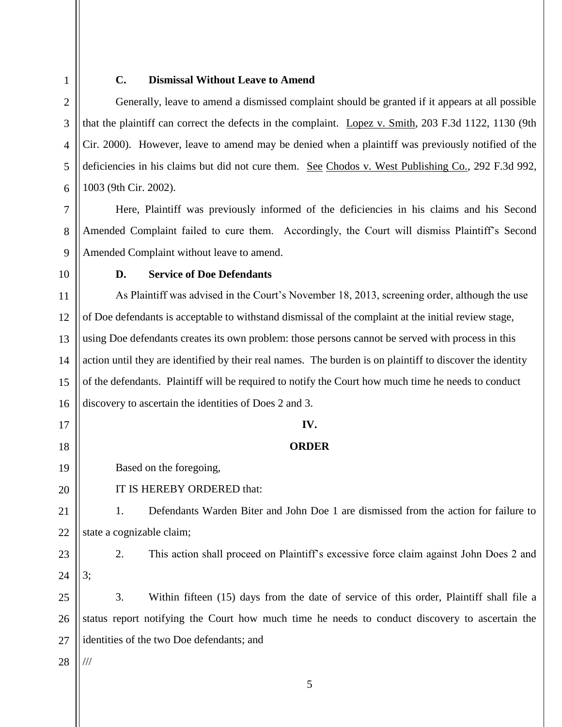### C. Dismissal Without Leave to Amend

Generally, leave to amend a dismissed complaint should be granted if it appears at all possible that the plaintiff can correct the defects in the complaint. Lopez v. Smith, 203 F.3d 1122, 1130 (9th Cir. 2000). However, leave to amend may be denied when a plaintiff was previously notified of the deficiencies in his claims but did not cure them. See Chodos v. West Publishing Co., 292 F.3d 992, 1003 (9th Cir. 2002).

Here, Plaintiff was previously informed of the deficiencies in his claims and his Second Amended Complaint failed to cure them. Accordingly, the Court will dismiss Plaintiff's Second Amended Complaint without leave to amend.

### D. Service of Doe Defendants

As Plaintiff was advised in the Court's November 18, 2013, screening order, although the use of Doe defendants is acceptable to withstand dismissal of the complaint at the initial review stage, using Doe defendants creates its own problem: those persons cannot be served with process in this action until they are identified by their real names. The burden is on plaintiff to discover the identity of the defendants. Plaintiff will be required to notify the Court how much time he needs to conduct discovery to ascertain the identities of Does 2 and 3.

## IV.

## ORDER

Based on the foregoing,

IT IS HEREBY ORDERED that:

1. Defendants Warden Biter and John Doe 1 are dismissed from the action for failure to state a cognizable claim;

2. This action shall proceed on Plaintiff's excessive force claim against John Does 2 and 3;

3. Within fifteen (15) days from the date of service of this order, Plaintiff shall file a status report notifying the Court how much time he needs to conduct discovery to ascertain the identities of the two Doe defendants; and

///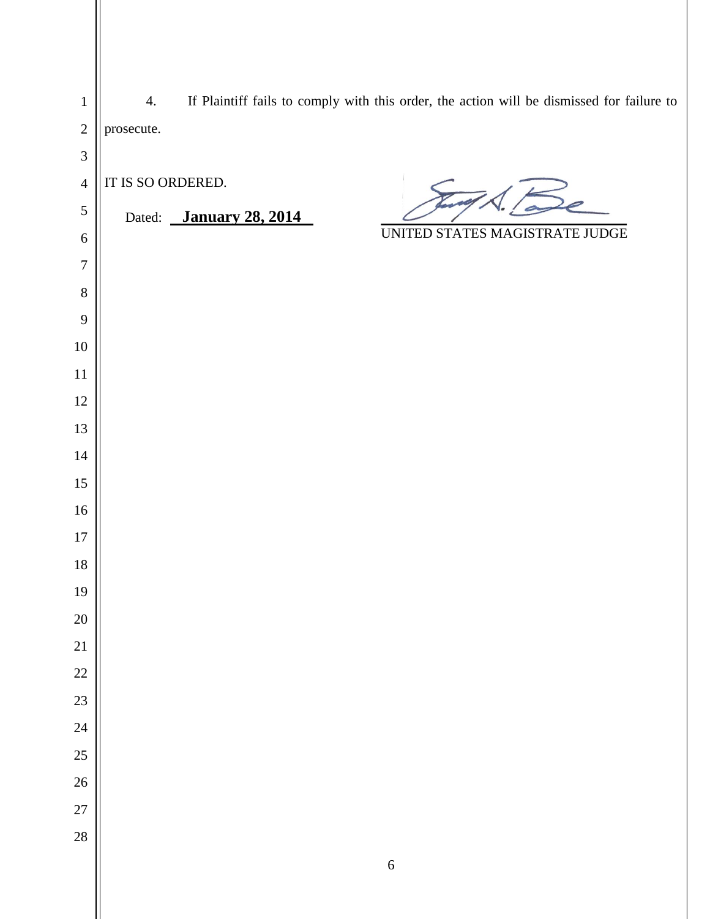4. If Plaintiff fails to comply with this order, the action will be dismissed for failure to prosecute.

IT IS SO ORDERED.

Dated: **January 28, 2014**

UNITED STATES MAGISTRATE JUDGE